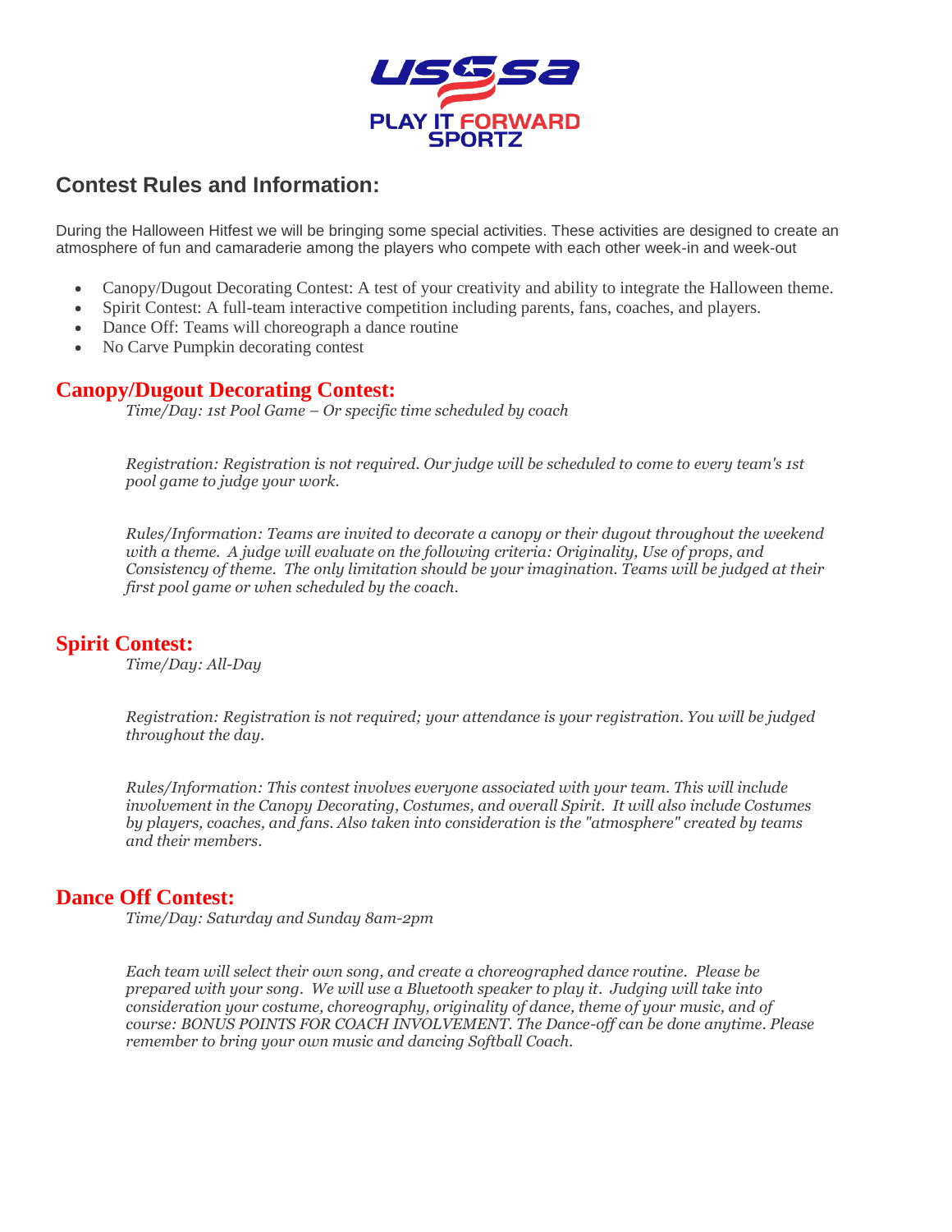USSSA PLAY IT FORWARD SPORTZ

## Contest Rules and Information:

During the Halloween Hitfest we will be bringing some special activities. These activities are designed to create an atmosphere of fun and camaraderie among the players who compete with each other week-in and week-out

- Canopy/Dugout Decorating Contest: A test of your creativity and ability to integrate the Halloween theme.
- Spirit Contest: A full-team interactive competition including parents, fans, coaches, and players.
- Dance Off: Teams will choreograph a dance routine
- No Carve Pumpkin decorating contest

## Canopy/Dugout Decorating Contest:

*Time/Day: 1st Pool Game – Or specific time scheduled by coach*

*Registration: Registration is not required. Our judge will be scheduled to come to every team's 1st pool game to judge your work.*

*Rules/Information: Teams are invited to decorate a canopy or their dugout throughout the weekend with a theme. A judge will evaluate on the following criteria: Originality, Use of props, and Consistency of theme. The only limitation should be your imagination. Teams will be judged at their first pool game or when scheduled by the coach.*

## Spirit Contest:

*Time/Day: All-Day*

*Registration: Registration is not required; your attendance is your registration. You will be judged throughout the day.*

*Rules/Information: This contest involves everyone associated with your team. This will include involvement in the Canopy Decorating, Costumes, and overall Spirit. It will also include Costumes by players, coaches, and fans. Also taken into consideration is the "atmosphere" created by teams and their members.*

## Dance Off Contest:

*Time/Day: Saturday and Sunday 8am-2pm*

*Each team will select their own song, and create a choreographed dance routine. Please be prepared with your song. We will use a Bluetooth speaker to play it. Judging will take into consideration your costume, choreography, originality of dance, theme of your music, and of course: BONUS POINTS FOR COACH INVOLVEMENT. The Dance-off can be done anytime. Please remember to bring your own music and dancing Softball Coach.*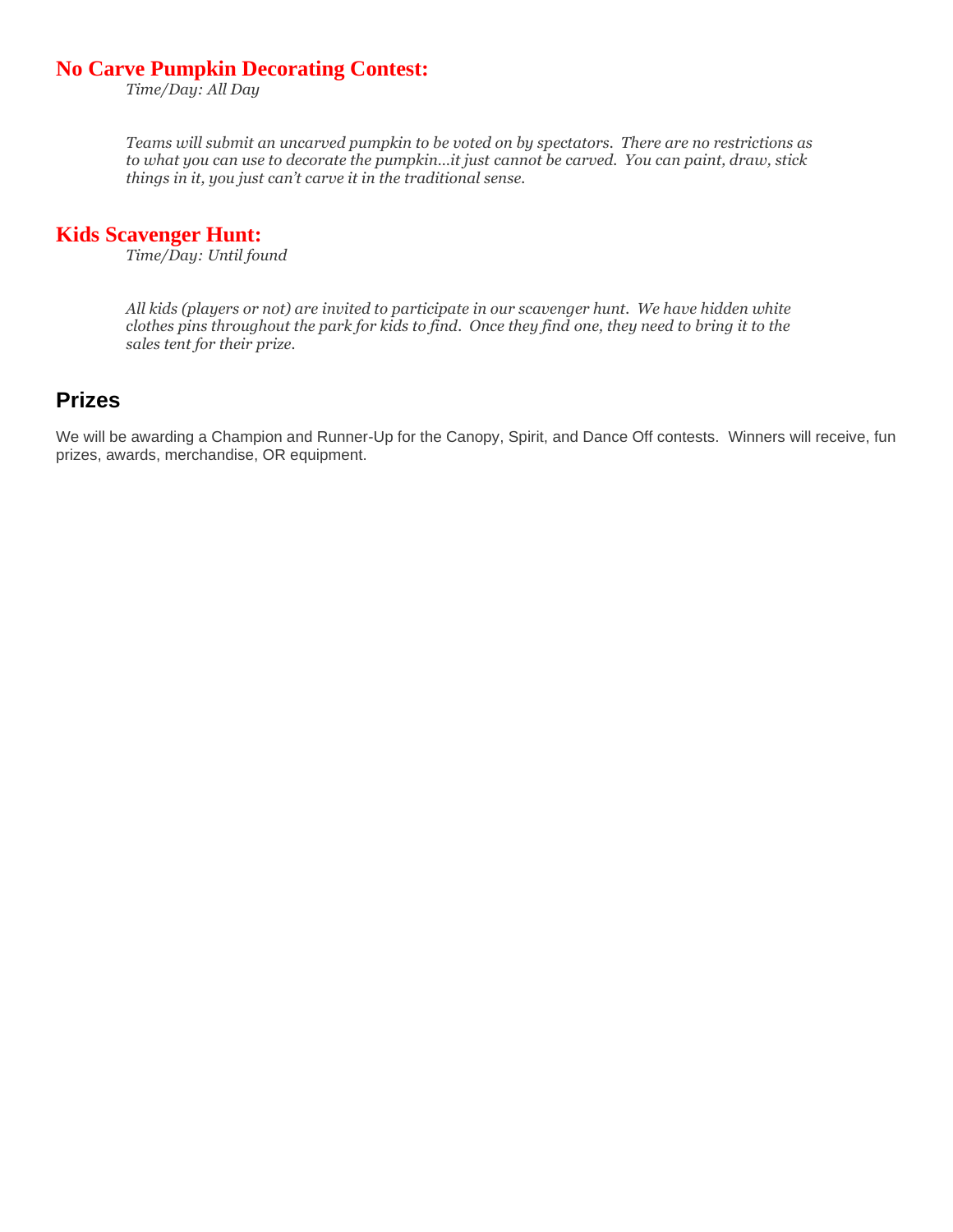### No Carve Pumpkin Decorating Contest:

*Time/Day: All Day*

*Teams will submit an uncarved pumpkin to be voted on by spectators. There are no restrictions as to what you can use to decorate the pumpkin…it just cannot be carved. You can paint, draw, stick things in it, you just can't carve it in the traditional sense.*

### Kids Scavenger Hunt:

*Time/Day: Until found*

*All kids (players or not) are invited to participate in our scavenger hunt. We have hidden white clothes pins throughout the park for kids to find. Once they find one, they need to bring it to the sales tent for their prize.*

## Prizes

We will be awarding a Champion and Runner-Up for the Canopy, Spirit, and Dance Off contests. Winners will receive, fun prizes, awards, merchandise, OR equipment.